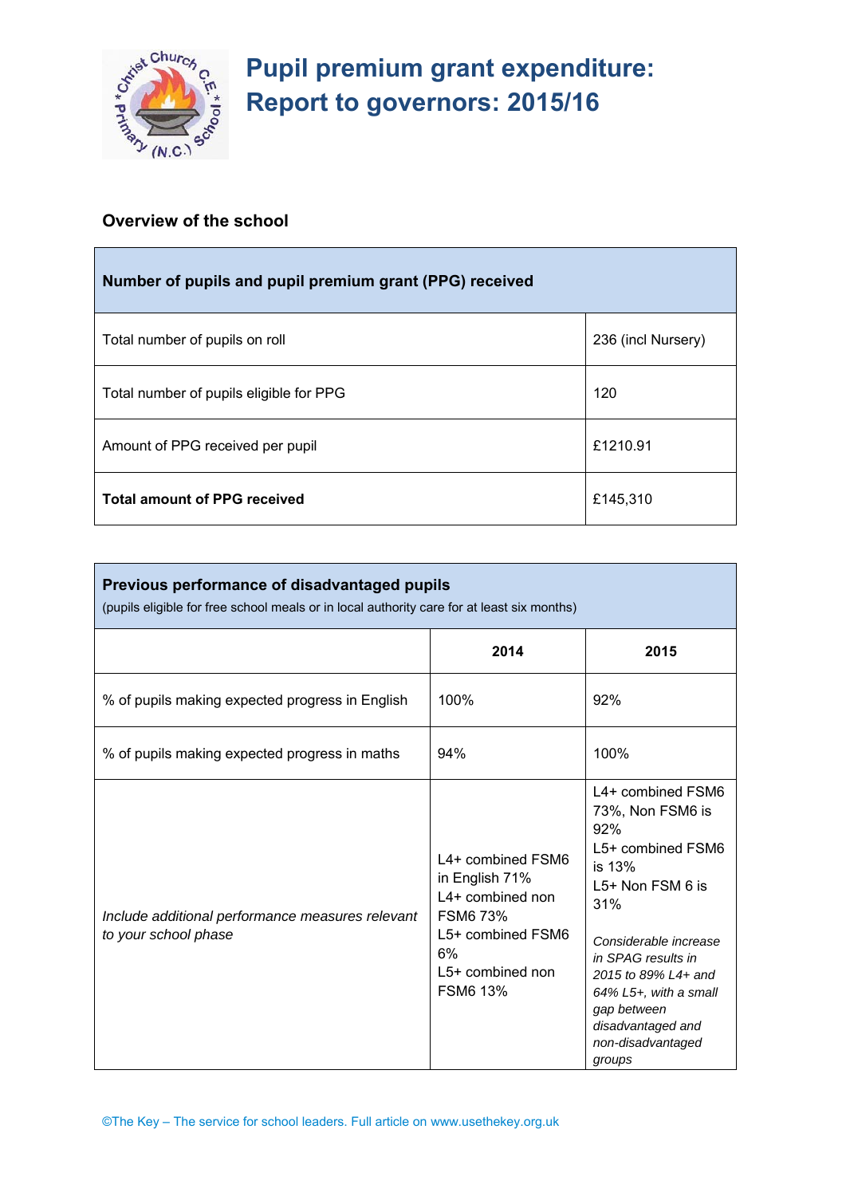# Pupil premium grant expenditure: Report to governors: 2015/16

## Overview of the school

| **Number of pupils and pupil premium grant (PPG) received** | |
|---|---|
| Total number of pupils on roll | 236 (incl Nursery) |
| Total number of pupils eligible for PPG | 120 |
| Amount of PPG received per pupil | £1210.91 |
| **Total amount of PPG received** | £145,310 |

| **Previous performance of disadvantaged pupils** (pupils eligible for free school meals or in local authority care for at least six months) | | |
|---|---|---|
| | **2014** | **2015** |
| % of pupils making expected progress in English | 100% | 92% |
| % of pupils making expected progress in maths | 94% | 100% |
| *Include additional performance measures relevant to your school phase* | L4+ combined FSM6 in English 71%<br>L4+ combined non FSM6 73%<br>L5+ combined FSM6 6%<br>L5+ combined non FSM6 13% | L4+ combined FSM6 73%, Non FSM6 is 92%<br>L5+ combined FSM6 is 13%<br>L5+ Non FSM 6 is 31%<br><br>*Considerable increase in SPAG results in 2015 to 89% L4+ and 64% L5+, with a small gap between disadvantaged and non-disadvantaged groups* |

©The Key – The service for school leaders. Full article on www.usethekey.org.uk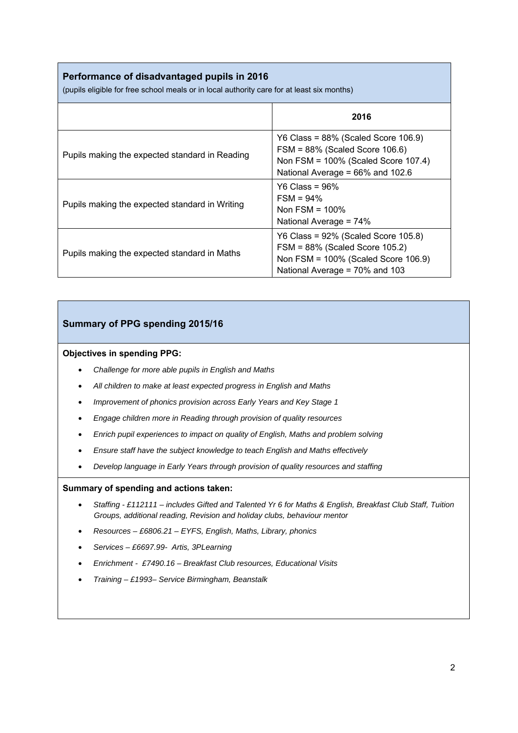**Performance of disadvantaged pupils in 2016**

(pupils eligible for free school meals or in local authority care for at least six months)

| | 2016 |
|---|---|
| Pupils making the expected standard in Reading | Y6 Class = 88% (Scaled Score 106.9)<br>FSM = 88% (Scaled Score 106.6)<br>Non FSM = 100% (Scaled Score 107.4)<br>National Average = 66% and 102.6 |
| Pupils making the expected standard in Writing | Y6 Class = 96%<br>FSM = 94%<br>Non FSM = 100%<br>National Average = 74% |
| Pupils making the expected standard in Maths | Y6 Class = 92% (Scaled Score 105.8)<br>FSM = 88% (Scaled Score 105.2)<br>Non FSM = 100% (Scaled Score 106.9)<br>National Average = 70% and 103 |

**Summary of PPG spending 2015/16**

**Objectives in spending PPG:**

- *Challenge for more able pupils in English and Maths*
- *All children to make at least expected progress in English and Maths*
- *Improvement of phonics provision across Early Years and Key Stage 1*
- *Engage children more in Reading through provision of quality resources*
- *Enrich pupil experiences to impact on quality of English, Maths and problem solving*
- *Ensure staff have the subject knowledge to teach English and Maths effectively*
- *Develop language in Early Years through provision of quality resources and staffing*

**Summary of spending and actions taken:**

- *Staffing - £112111 – includes Gifted and Talented Yr 6 for Maths & English, Breakfast Club Staff, Tuition Groups, additional reading, Revision and holiday clubs, behaviour mentor*
- *Resources – £6806.21 – EYFS, English, Maths, Library, phonics*
- *Services – £6697.99- Artis, 3PLearning*
- *Enrichment - £7490.16 – Breakfast Club resources, Educational Visits*
- *Training – £1993– Service Birmingham, Beanstalk*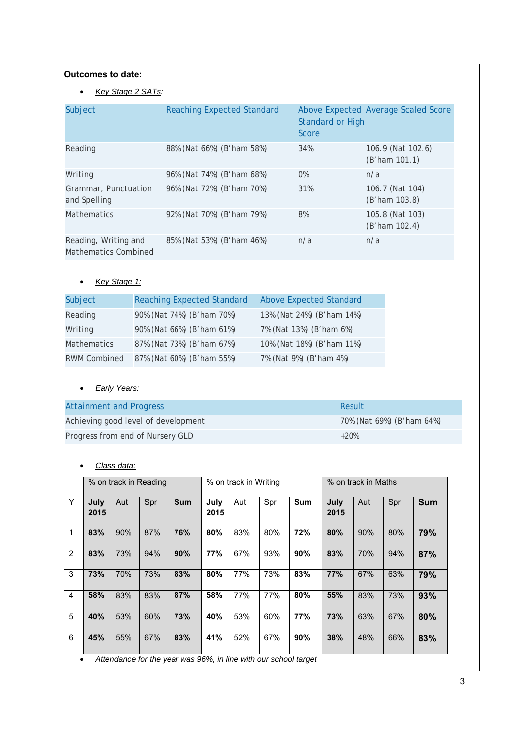**Outcomes to date:**

- *Key Stage 2 SATs*:

| Subject | Reaching Expected Standard | Above Expected Standard or High Score | Average Scaled Score |
|---|---|---|---|
| Reading | 88% (Nat 66%) (B'ham 58%) | 34% | 106.9 (Nat 102.6) (B'ham 101.1) |
| Writing | 96% (Nat 74%) (B'ham 68%) | 0% | n/a |
| Grammar, Punctuation and Spelling | 96% (Nat 72%) (B'ham 70%) | 31% | 106.7 (Nat 104) (B'ham 103.8) |
| Mathematics | 92% (Nat 70%) (B'ham 79%) | 8% | 105.8 (Nat 103) (B'ham 102.4) |
| Reading, Writing and Mathematics Combined | 85% (Nat 53%) (B'ham 46%) | n/a | n/a |

- *Key Stage 1:*

| Subject | Reaching Expected Standard | Above Expected Standard |
|---|---|---|
| Reading | 90% (Nat 74%) (B'ham 70%) | 13% (Nat 24%) (B'ham 14%) |
| Writing | 90% (Nat 66%) (B'ham 61%) | 7% (Nat 13%) (B'ham 6%) |
| Mathematics | 87% (Nat 73%) (B'ham 67%) | 10% (Nat 18%) (B'ham 11%) |
| RWM Combined | 87% (Nat 60%) (B'ham 55%) | 7% (Nat 9%) (B'ham 4%) |

- *Early Years:*

| Attainment and Progress | Result |
|---|---|
| Achieving good level of development | 70% (Nat 69%) (B'ham 64%) |
| Progress from end of Nursery GLD | +20% |

- *Class data:*

| | % on track in Reading | | | | % on track in Writing | | | | % on track in Maths | | | |
|---|---|---|---|---|---|---|---|---|---|---|---|---|
| Y | **July 2015** | Aut | Spr | **Sum** | **July 2015** | Aut | Spr | **Sum** | **July 2015** | Aut | Spr | **Sum** |
| 1 | **83%** | 90% | 87% | **76%** | **80%** | 83% | 80% | **72%** | **80%** | 90% | 80% | **79%** |
| 2 | **83%** | 73% | 94% | **90%** | **77%** | 67% | 93% | **90%** | **83%** | 70% | 94% | **87%** |
| 3 | **73%** | 70% | 73% | **83%** | **80%** | 77% | 73% | **83%** | **77%** | 67% | 63% | **79%** |
| 4 | **58%** | 83% | 83% | **87%** | **58%** | 77% | 77% | **80%** | **55%** | 83% | 73% | **93%** |
| 5 | **40%** | 53% | 60% | **73%** | **40%** | 53% | 60% | **77%** | **73%** | 63% | 67% | **80%** |
| 6 | **45%** | 55% | 67% | **83%** | **41%** | 52% | 67% | **90%** | **38%** | 48% | 66% | **83%** |

- *Attendance for the year was 96%, in line with our school target*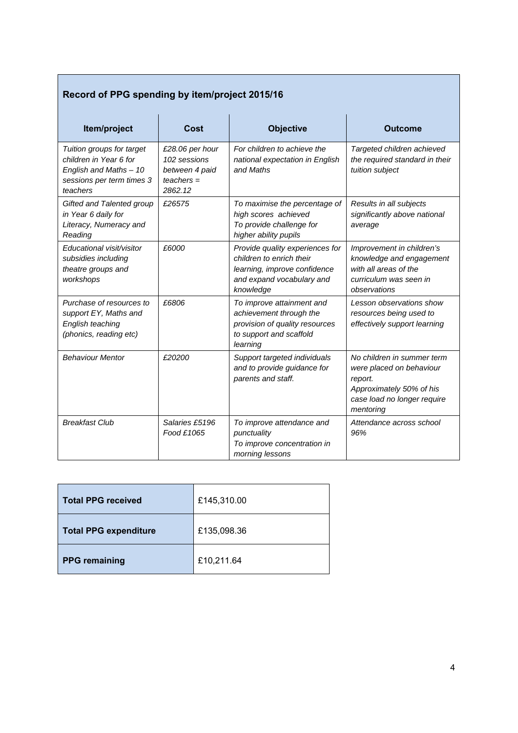## Record of PPG spending by item/project 2015/16

| Item/project | Cost | Objective | Outcome |
|---|---|---|---|
| *Tuition groups for target children in Year 6 for English and Maths – 10 sessions per term times 3 teachers* | *£28.06 per hour 102 sessions between 4 paid teachers = 2862.12* | *For children to achieve the national expectation in English and Maths* | *Targeted children achieved the required standard in their tuition subject* |
| *Gifted and Talented group in Year 6 daily for Literacy, Numeracy and Reading* | *£26575* | *To maximise the percentage of high scores achieved To provide challenge for higher ability pupils* | *Results in all subjects significantly above national average* |
| *Educational visit/visitor subsidies including theatre groups and workshops* | *£6000* | *Provide quality experiences for children to enrich their learning, improve confidence and expand vocabulary and knowledge* | *Improvement in children's knowledge and engagement with all areas of the curriculum was seen in observations* |
| *Purchase of resources to support EY, Maths and English teaching (phonics, reading etc)* | *£6806* | *To improve attainment and achievement through the provision of quality resources to support and scaffold learning* | *Lesson observations show resources being used to effectively support learning* |
| *Behaviour Mentor* | *£20200* | *Support targeted individuals and to provide guidance for parents and staff.* | *No children in summer term were placed on behaviour report. Approximately 50% of his case load no longer require mentoring* |
| *Breakfast Club* | *Salaries £5196 Food £1065* | *To improve attendance and punctuality To improve concentration in morning lessons* | *Attendance across school 96%* |

| | |
|---|---|
| **Total PPG received** | £145,310.00 |
| **Total PPG expenditure** | £135,098.36 |
| **PPG remaining** | £10,211.64 |